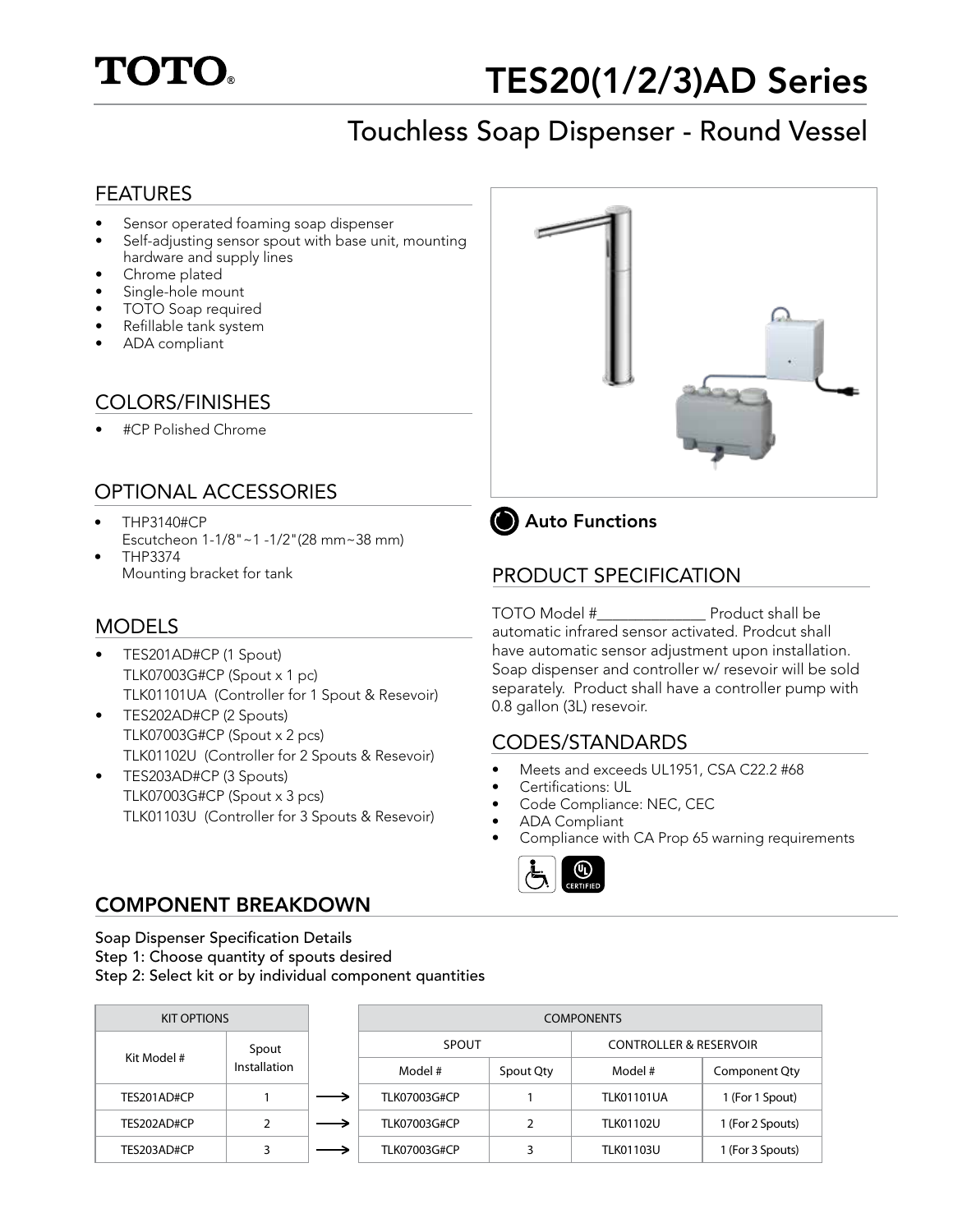# TOTO

# TES20(1/2/3)AD Series

## Touchless Soap Dispenser - Round Vessel

### FEATURES

- Sensor operated foaming soap dispenser
- Self-adjusting sensor spout with base unit, mounting hardware and supply lines
- Chrome plated
- Single-hole mount
- TOTO Soap required
- Refillable tank system
- ADA compliant

### COLORS/FINISHES

- #CP Polished Chrome

### OPTIONAL ACCESSORIES

- THP3140#CP
  Escutcheon 1-1/8"~1 -1/2"(28 mm~38 mm)
- THP3374
  Mounting bracket for tank

### MODELS

- TES201AD#CP (1 Spout)
  TLK07003G#CP (Spout x 1 pc)
  TLK01101UA (Controller for 1 Spout & Resevoir)
- TES202AD#CP (2 Spouts)
  TLK07003G#CP (Spout x 2 pcs)
  TLK01102U (Controller for 2 Spouts & Resevoir)
- TES203AD#CP (3 Spouts)
  TLK07003G#CP (Spout x 3 pcs)
  TLK01103U (Controller for 3 Spouts & Resevoir)

**Auto Functions**

### PRODUCT SPECIFICATION

TOTO Model #______________ Product shall be automatic infrared sensor activated. Prodcut shall have automatic sensor adjustment upon installation. Soap dispenser and controller w/ resevoir will be sold separately. Product shall have a controller pump with 0.8 gallon (3L) resevoir.

### CODES/STANDARDS

- Meets and exceeds UL1951, CSA C22.2 #68
- Certifications: UL
- Code Compliance: NEC, CEC
- ADA Compliant
- Compliance with CA Prop 65 warning requirements

### COMPONENT BREAKDOWN

Soap Dispenser Specification Details
Step 1: Choose quantity of spouts desired
Step 2: Select kit or by individual component quantities

| KIT OPTIONS | | | COMPONENTS | | | |
|---|---|---|---|---|---|---|
| | | | SPOUT | | CONTROLLER & RESERVOIR | |
| Kit Model # | Spout Installation | | Model # | Spout Qty | Model # | Component Qty |
| TES201AD#CP | 1 | → | TLK07003G#CP | 1 | TLK01101UA | 1 (For 1 Spout) |
| TES202AD#CP | 2 | → | TLK07003G#CP | 2 | TLK01102U | 1 (For 2 Spouts) |
| TES203AD#CP | 3 | → | TLK07003G#CP | 3 | TLK01103U | 1 (For 3 Spouts) |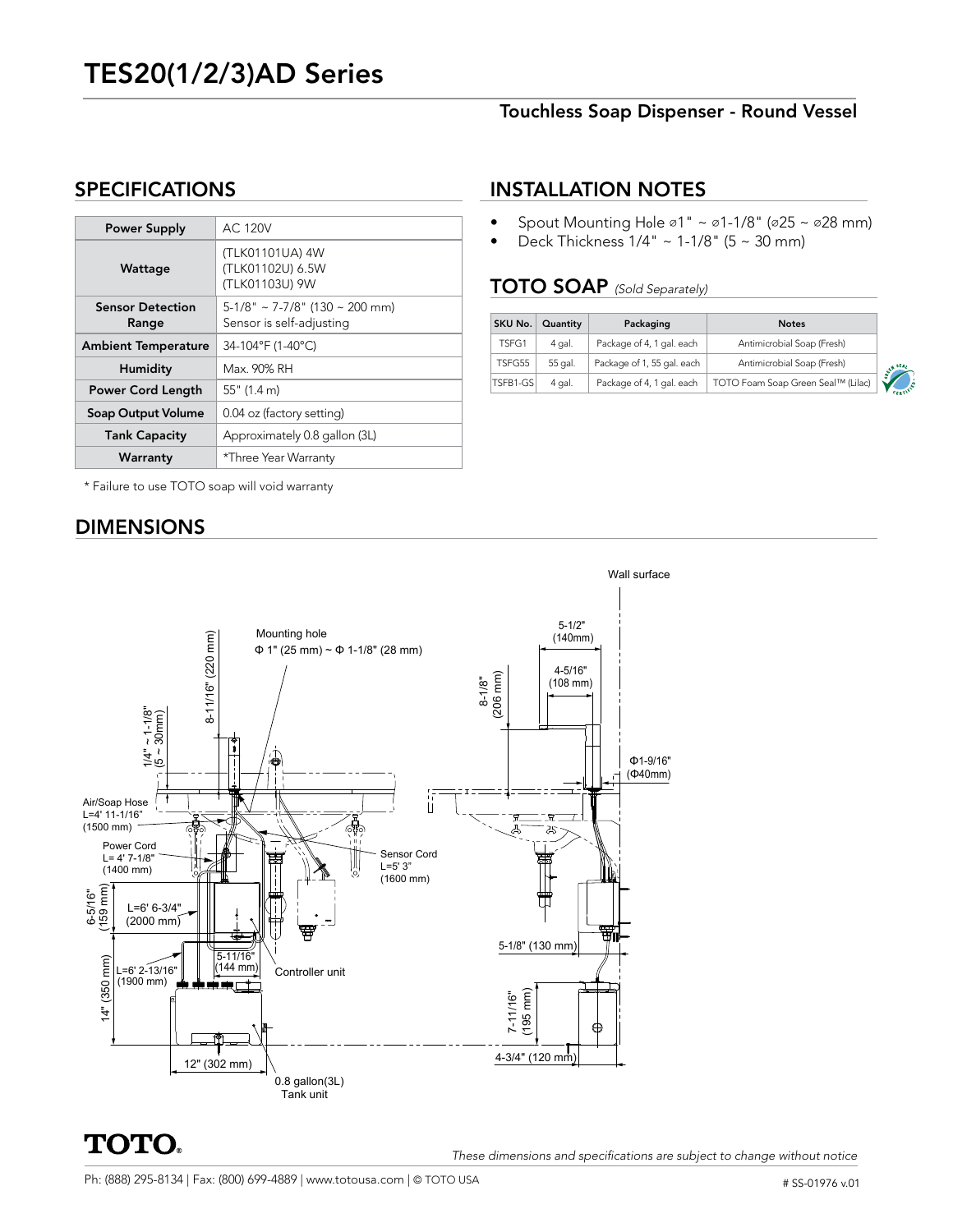# TES20(1/2/3)AD Series

## Touchless Soap Dispenser - Round Vessel

## SPECIFICATIONS

| | |
|---|---|
| Power Supply | AC 120V |
| Wattage | (TLK01101UA) 4W<br>(TLK01102U) 6.5W<br>(TLK01103U) 9W |
| Sensor Detection Range | 5-1/8" ~ 7-7/8" (130 ~ 200 mm)<br>Sensor is self-adjusting |
| Ambient Temperature | 34-104°F (1-40°C) |
| Humidity | Max. 90% RH |
| Power Cord Length | 55" (1.4 m) |
| Soap Output Volume | 0.04 oz (factory setting) |
| Tank Capacity | Approximately 0.8 gallon (3L) |
| Warranty | *Three Year Warranty |

* Failure to use TOTO soap will void warranty

## INSTALLATION NOTES

- Spout Mounting Hole ⌀1" ~ ⌀1-1/8" (⌀25 ~ ⌀28 mm)
- Deck Thickness 1/4" ~ 1-1/8" (5 ~ 30 mm)

## TOTO SOAP *(Sold Separately)*

| SKU No. | Quantity | Packaging | Notes |
|---|---|---|---|
| TSFG1 | 4 gal. | Package of 4, 1 gal. each | Antimicrobial Soap (Fresh) |
| TSFG55 | 55 gal. | Package of 1, 55 gal. each | Antimicrobial Soap (Fresh) |
| TSFB1-GS | 4 gal. | Package of 4, 1 gal. each | TOTO Foam Soap Green Seal™ (Lilac) |

## DIMENSIONS

Wall surface
Mounting hole
Φ 1" (25 mm) ~ Φ 1-1/8" (28 mm)
8-11/16" (220 mm)
1/4" ~ 1-1/8" (5 ~ 30mm)
Air/Soap Hose L=4' 11-1/16" (1500 mm)
Power Cord L= 4' 7-1/8" (1400 mm)
Sensor Cord L=5' 3" (1600 mm)
6-5/16" (159 mm)
L=6' 6-3/4" (2000 mm)
5-11/16" (144 mm)
L=6' 2-13/16" (1900 mm)
Controller unit
14" (350 mm)
12" (302 mm)
0.8 gallon(3L) Tank unit
5-1/2" (140mm)
4-5/16" (108 mm)
8-1/8" (206 mm)
Φ1-9/16" (Φ40mm)
5-1/8" (130 mm)
7-11/16" (195 mm)
4-3/4" (120 mm)

*These dimensions and specifications are subject to change without notice*

Ph: (888) 295-8134 | Fax: (800) 699-4889 | www.totousa.com | © TOTO USA

# SS-01976 v.01